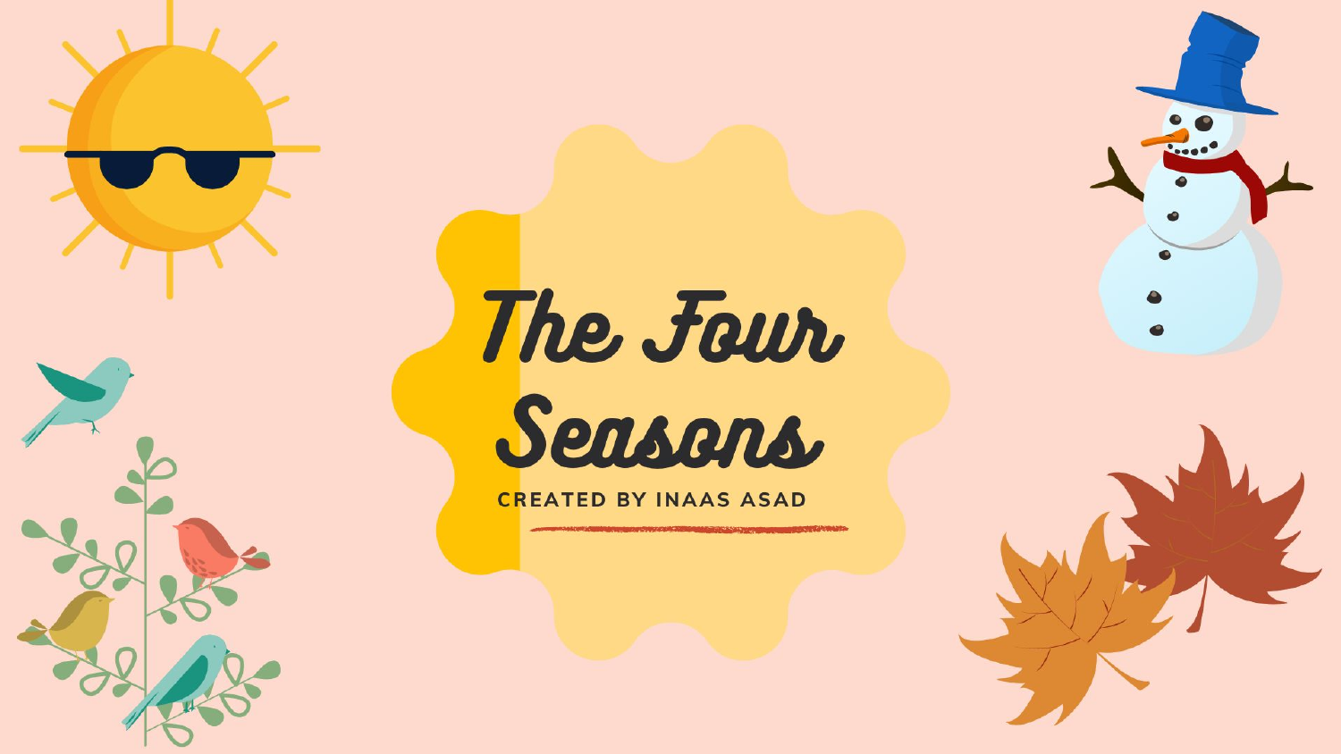# The Four Seasons

CREATED BY INAAS ASAD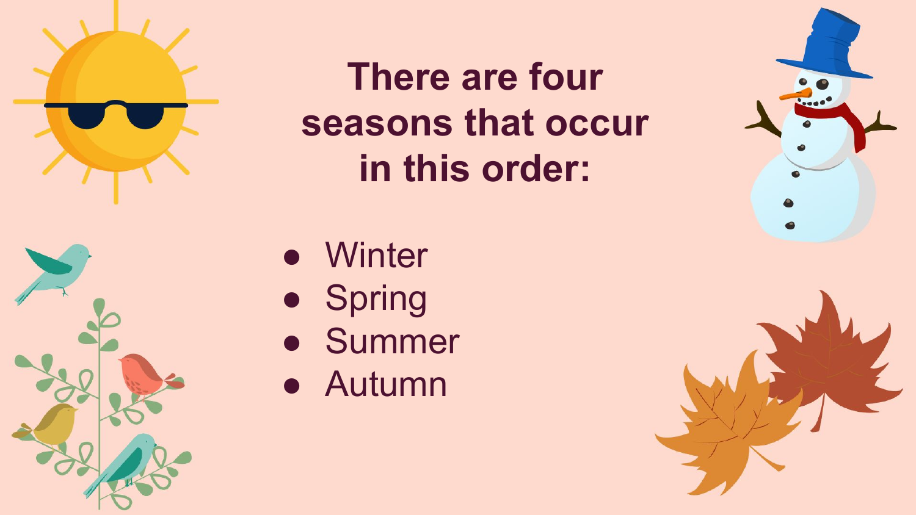# There are four seasons that occur in this order:

- Winter
- Spring
- Summer
- Autumn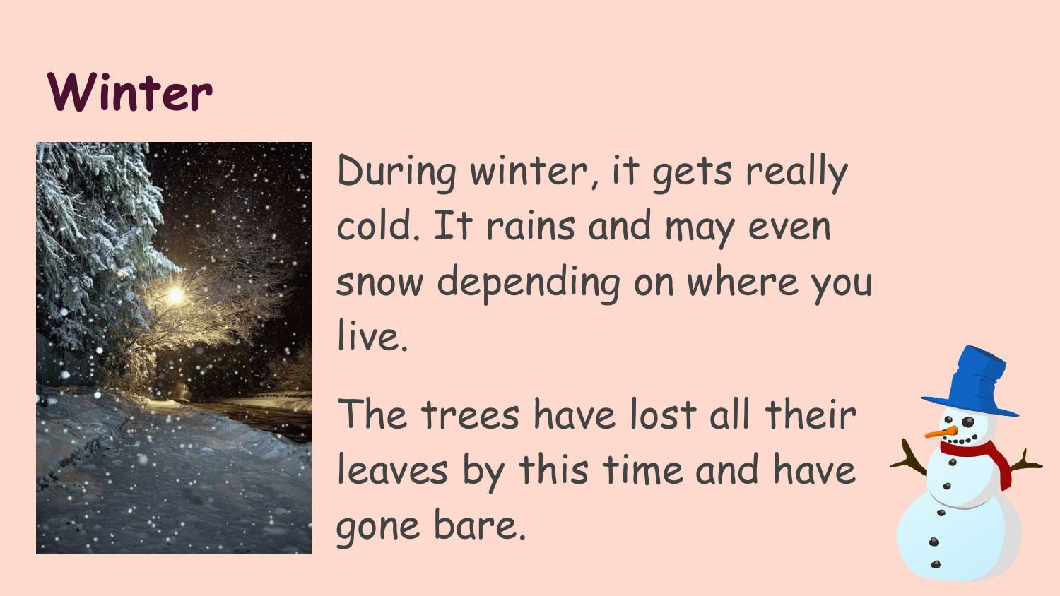# Winter

During winter, it gets really cold. It rains and may even snow depending on where you live.

The trees have lost all their leaves by this time and have gone bare.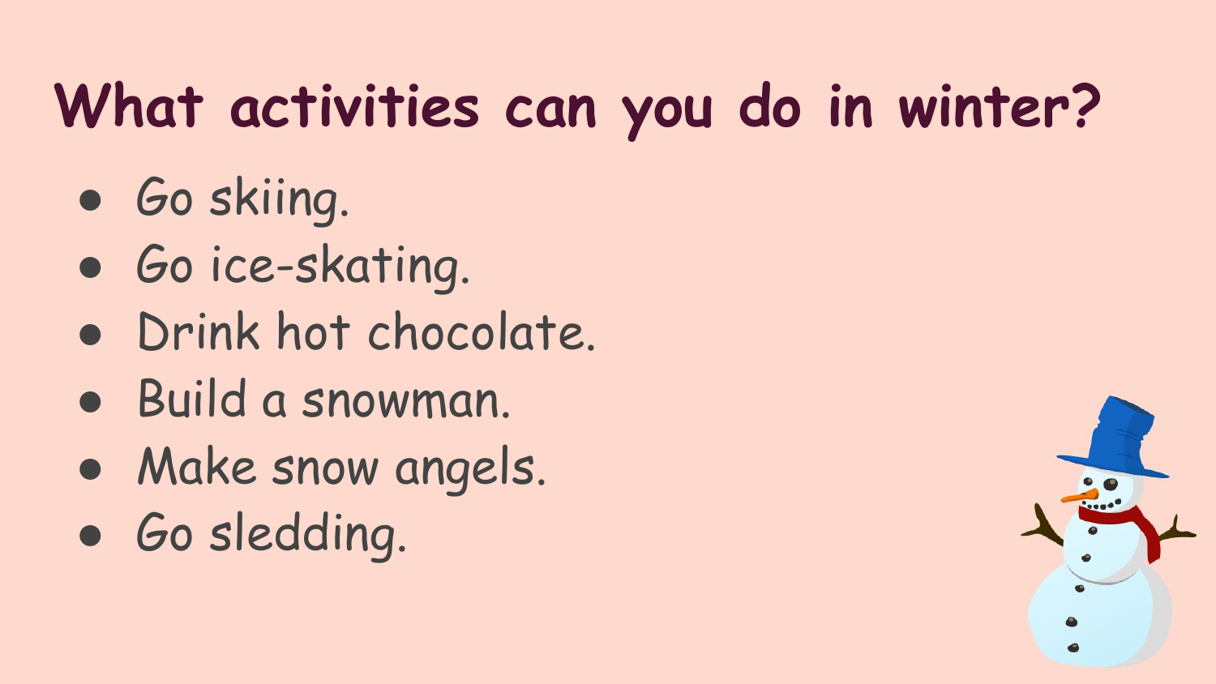# What activities can you do in winter?

- Go skiing.
- Go ice-skating.
- Drink hot chocolate.
- Build a snowman.
- Make snow angels.
- Go sledding.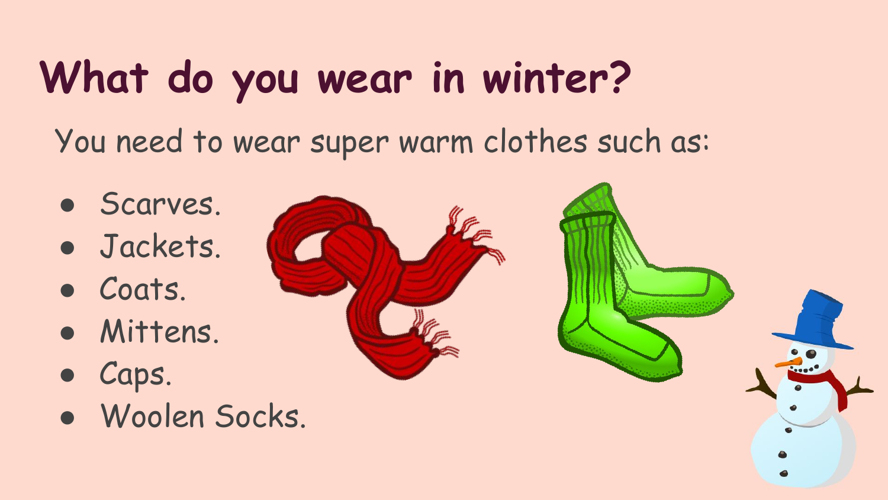# What do you wear in winter?

You need to wear super warm clothes such as:

- Scarves.
- Jackets.
- Coats.
- Mittens.
- Caps.
- Woolen Socks.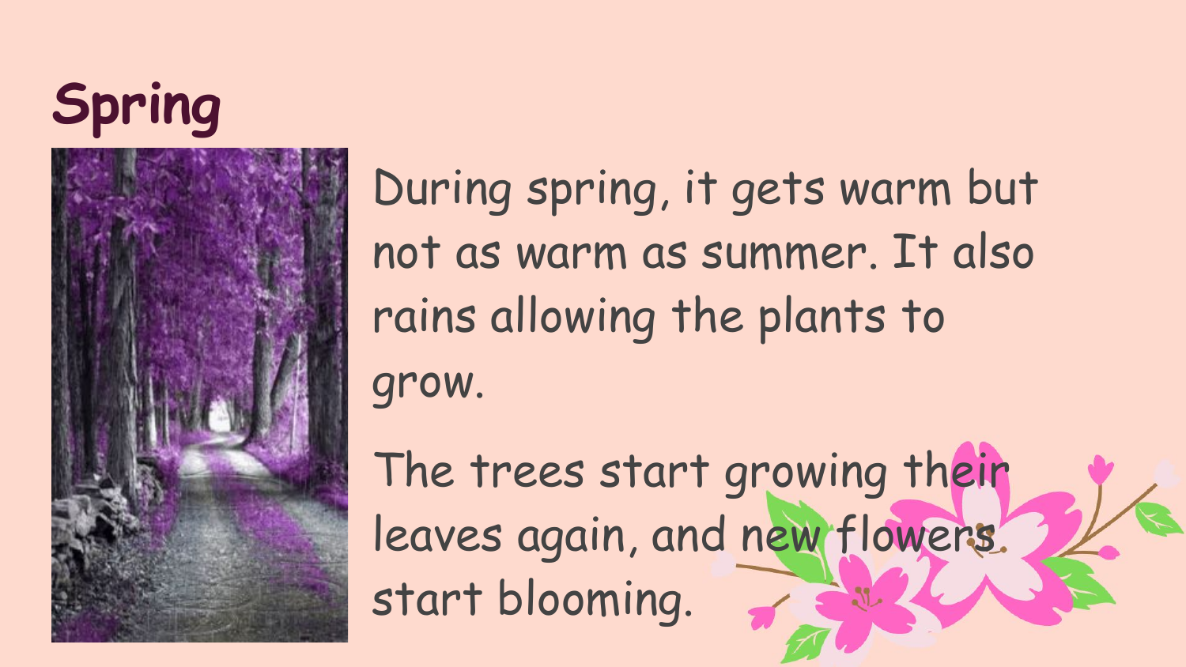# Spring

During spring, it gets warm but not as warm as summer. It also rains allowing the plants to grow.

The trees start growing their leaves again, and new flowers start blooming.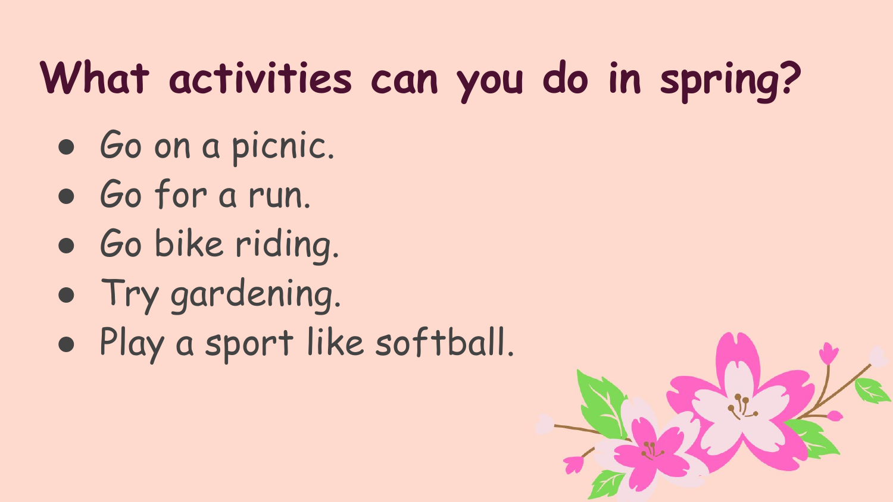# What activities can you do in spring?

- Go on a picnic.
- Go for a run.
- Go bike riding.
- Try gardening.
- Play a sport like softball.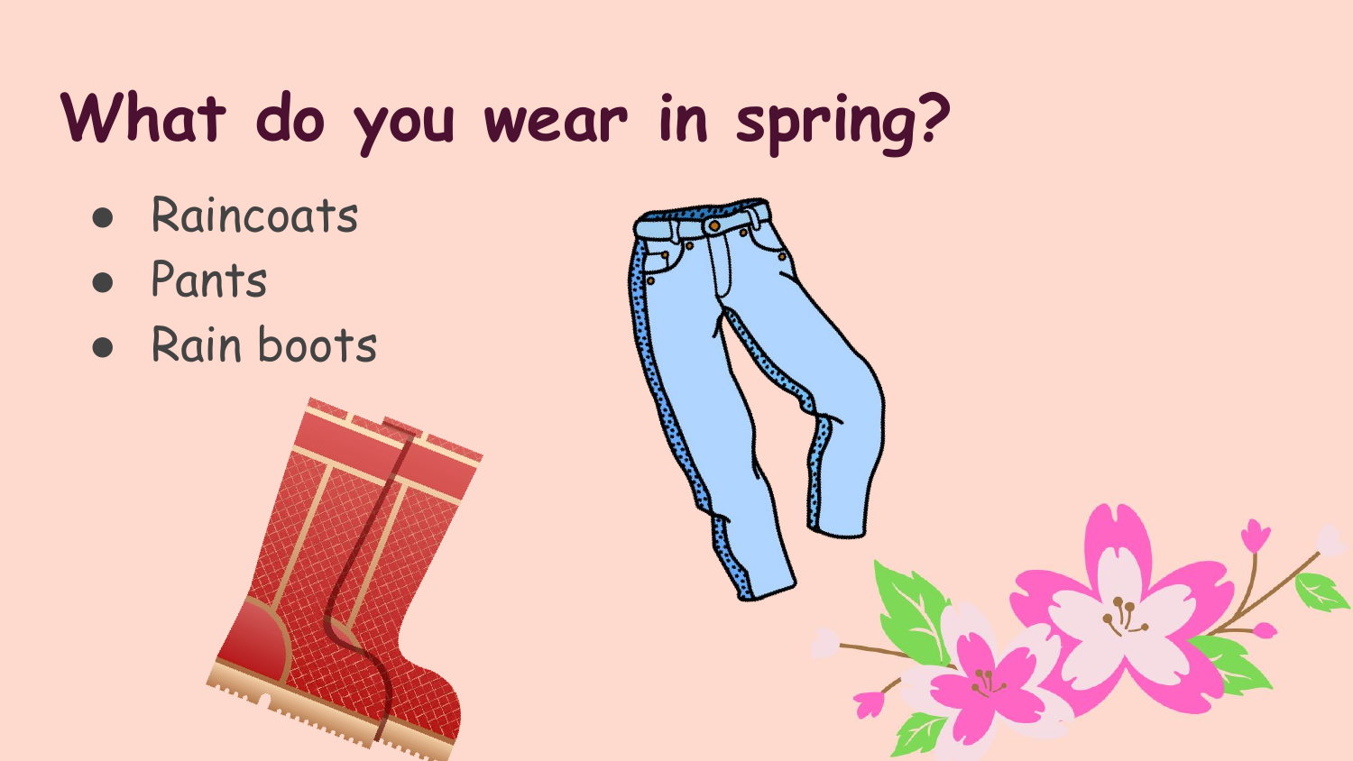# What do you wear in spring?

- Raincoats
- Pants
- Rain boots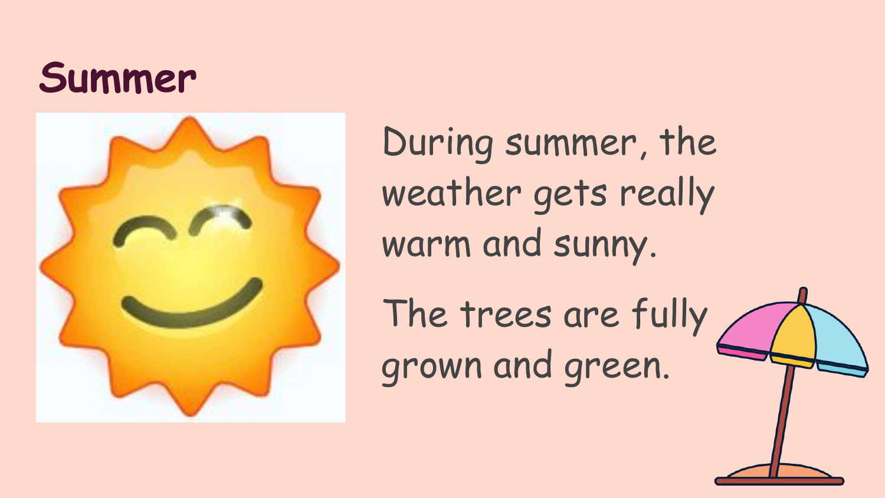# Summer

During summer, the weather gets really warm and sunny.

The trees are fully grown and green.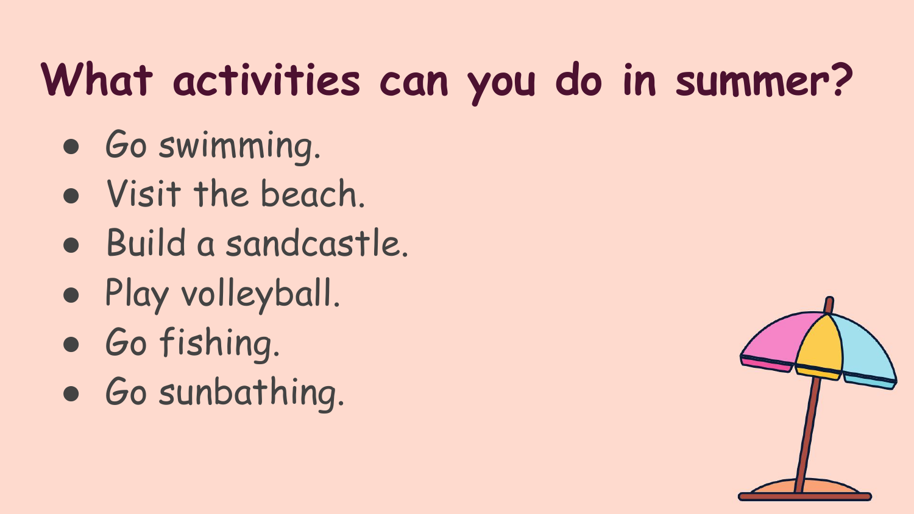# What activities can you do in summer?

- Go swimming.
- Visit the beach.
- Build a sandcastle.
- Play volleyball.
- Go fishing.
- Go sunbathing.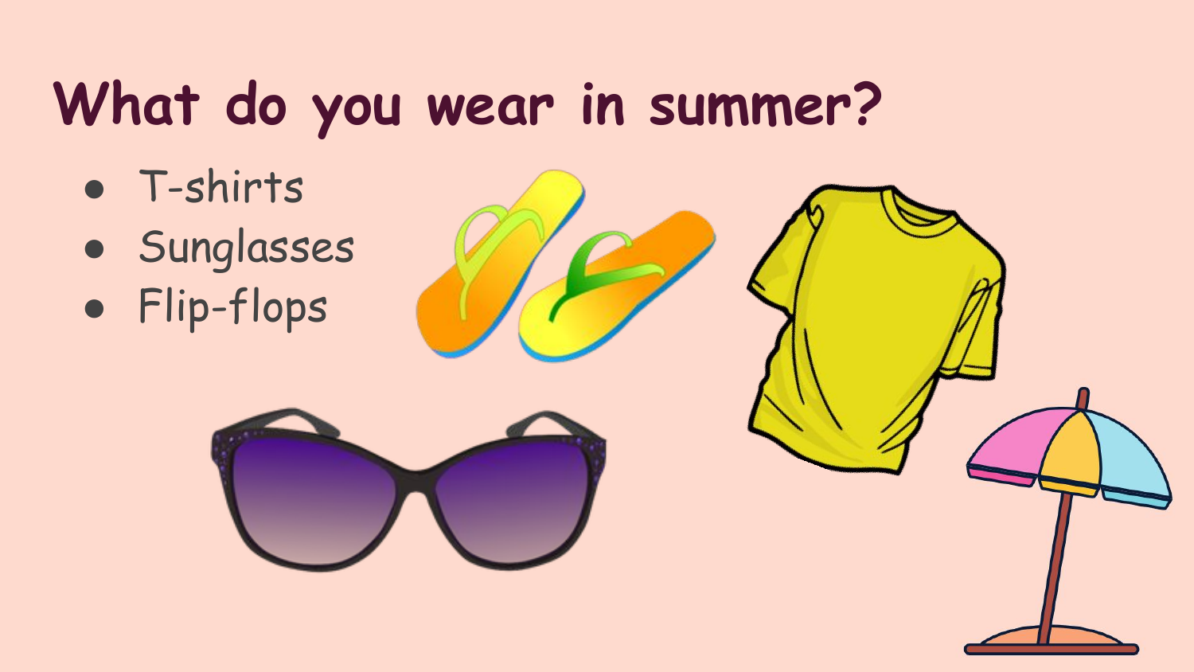# What do you wear in summer?

- T-shirts
- Sunglasses
- Flip-flops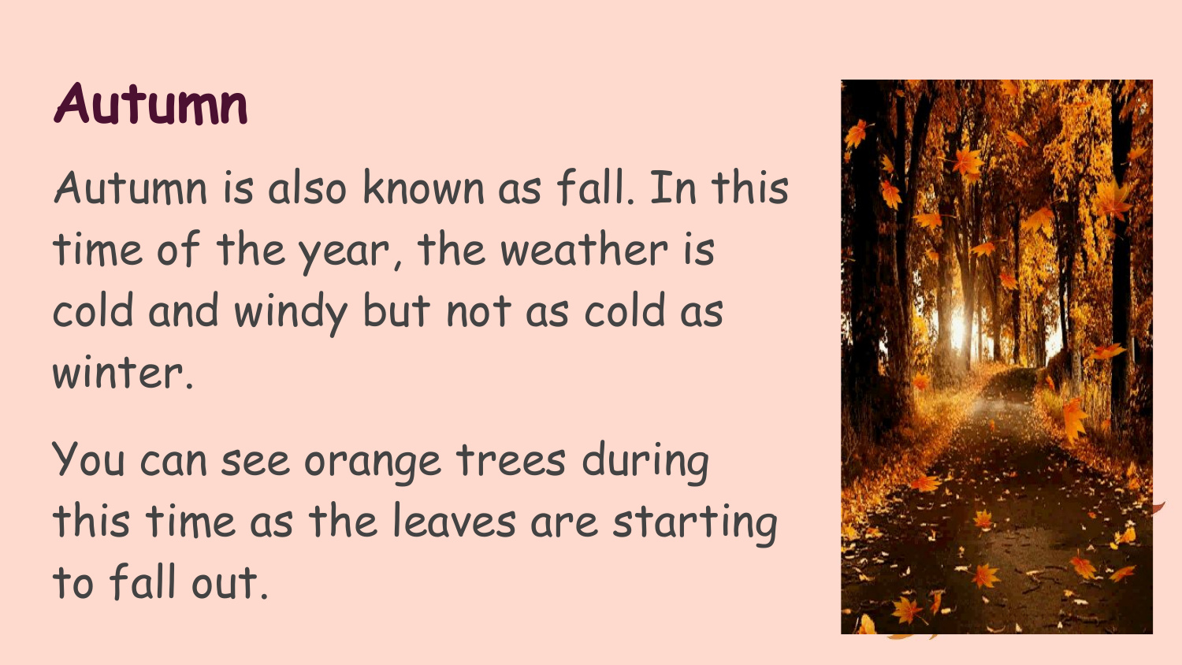# Autumn

Autumn is also known as fall. In this time of the year, the weather is cold and windy but not as cold as winter.

You can see orange trees during this time as the leaves are starting to fall out.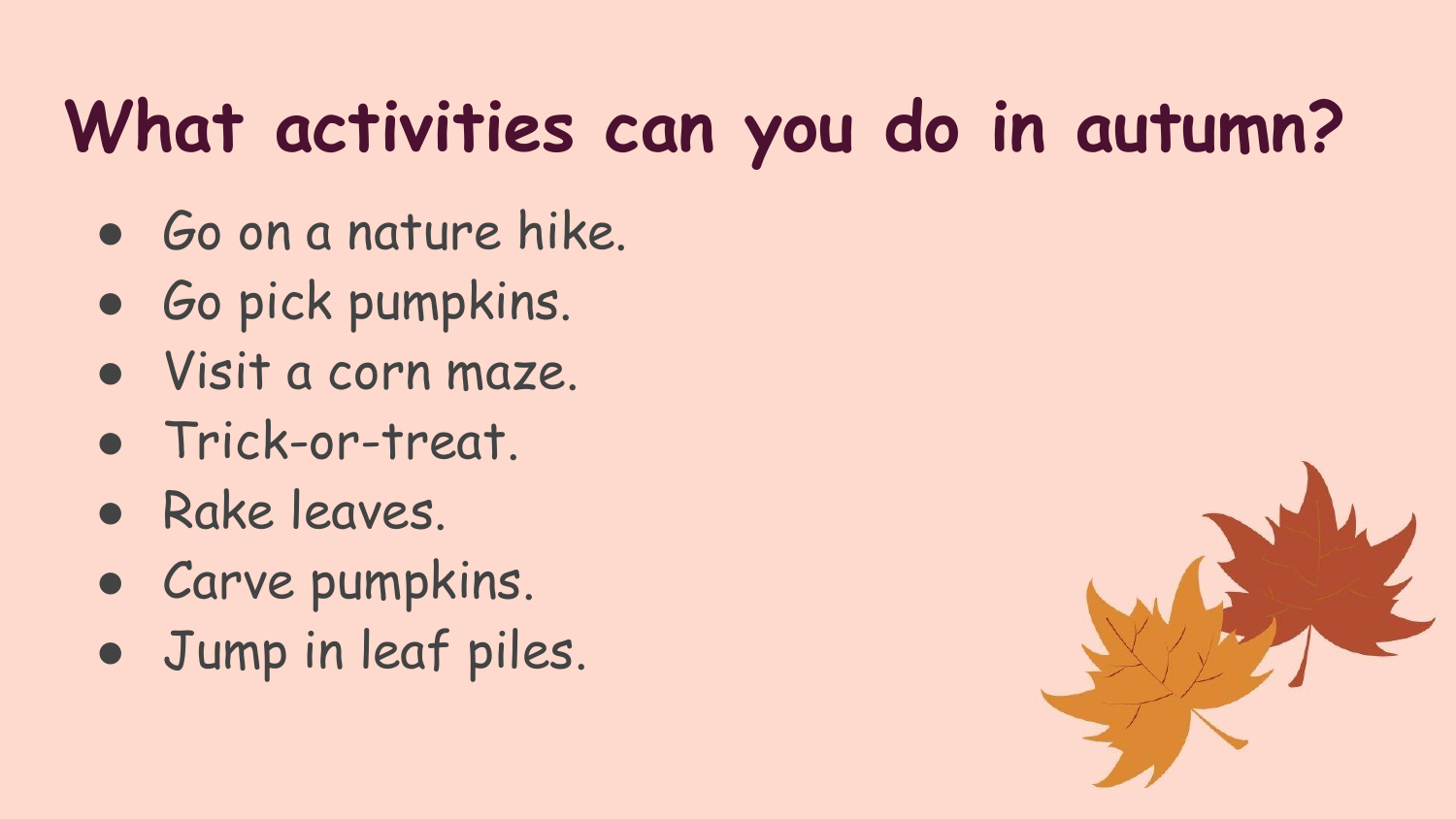# What activities can you do in autumn?

- Go on a nature hike.
- Go pick pumpkins.
- Visit a corn maze.
- Trick-or-treat.
- Rake leaves.
- Carve pumpkins.
- Jump in leaf piles.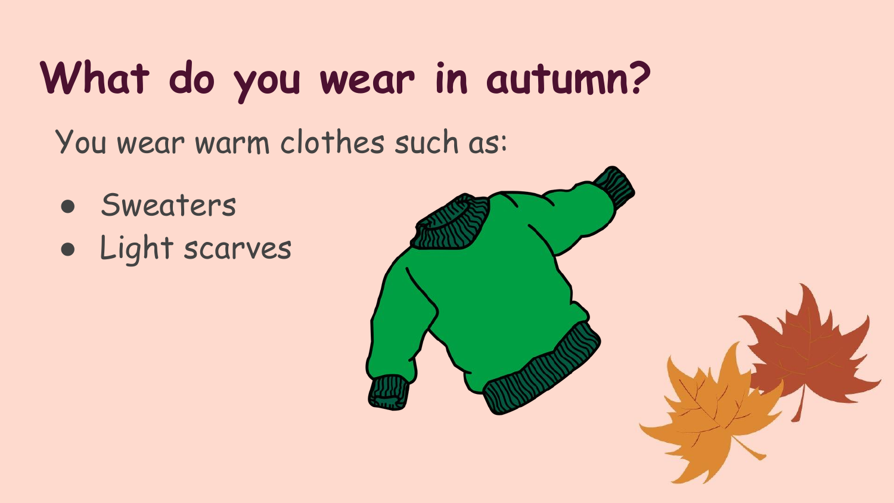# What do you wear in autumn?

You wear warm clothes such as:

- Sweaters
- Light scarves